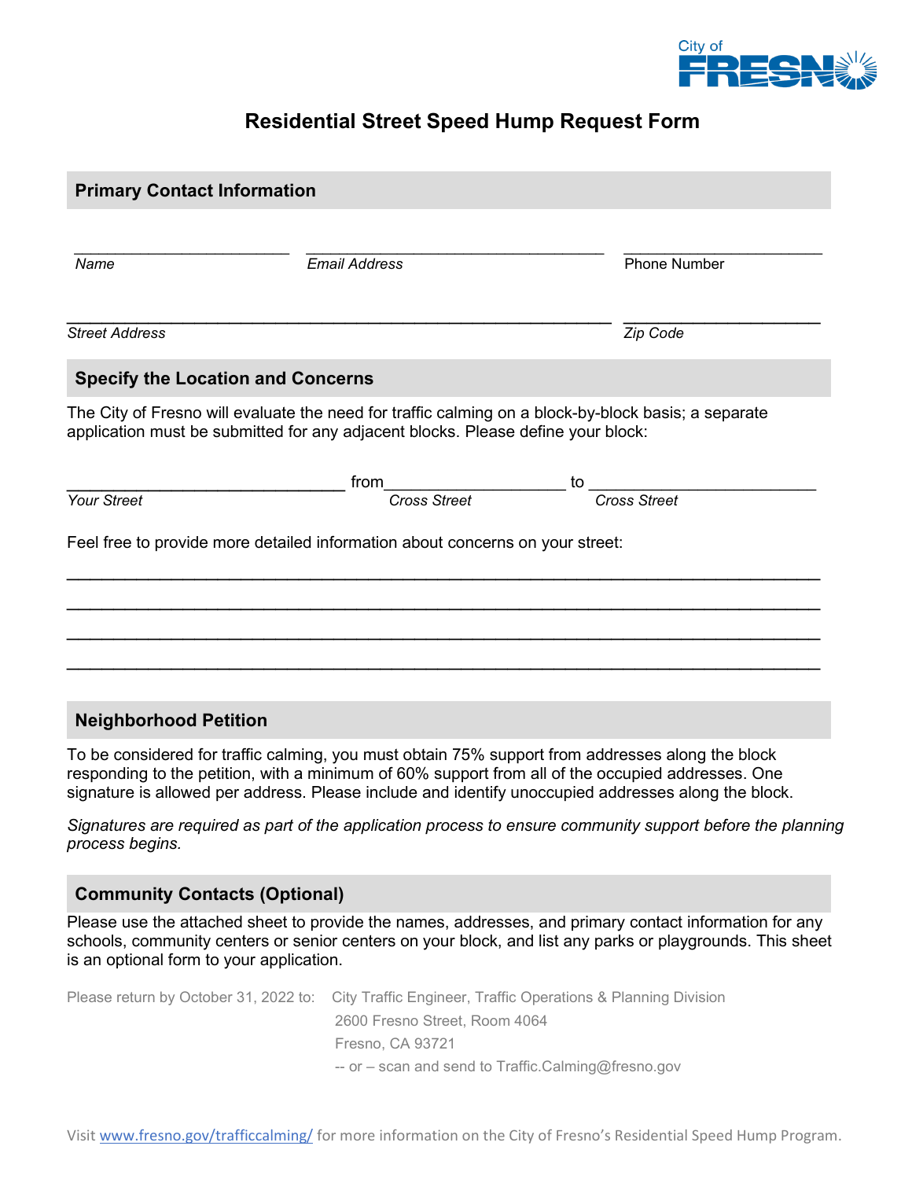City of FRESNO

# Residential Street Speed Hump Request Form

## Primary Contact Information

_______________________ _______________________________ _____________________
*Name* *Email Address* Phone Number

_________________________________________________________ _____________________
*Street Address* *Zip Code*

## Specify the Location and Concerns

The City of Fresno will evaluate the need for traffic calming on a block-by-block basis; a separate application must be submitted for any adjacent blocks. Please define your block:

______________________________ from__________________ to ______________________
*Your Street* *Cross Street* *Cross Street*

Feel free to provide more detailed information about concerns on your street:

_____________________________________________________________________________
_____________________________________________________________________________
_____________________________________________________________________________
_____________________________________________________________________________

## Neighborhood Petition

To be considered for traffic calming, you must obtain 75% support from addresses along the block responding to the petition, with a minimum of 60% support from all of the occupied addresses. One signature is allowed per address. Please include and identify unoccupied addresses along the block.

*Signatures are required as part of the application process to ensure community support before the planning process begins.*

## Community Contacts (Optional)

Please use the attached sheet to provide the names, addresses, and primary contact information for any schools, community centers or senior centers on your block, and list any parks or playgrounds. This sheet is an optional form to your application.

Please return by October 31, 2022 to: City Traffic Engineer, Traffic Operations & Planning Division
2600 Fresno Street, Room 4064
Fresno, CA 93721
-- or – scan and send to Traffic.Calming@fresno.gov

Visit www.fresno.gov/trafficcalming/ for more information on the City of Fresno's Residential Speed Hump Program.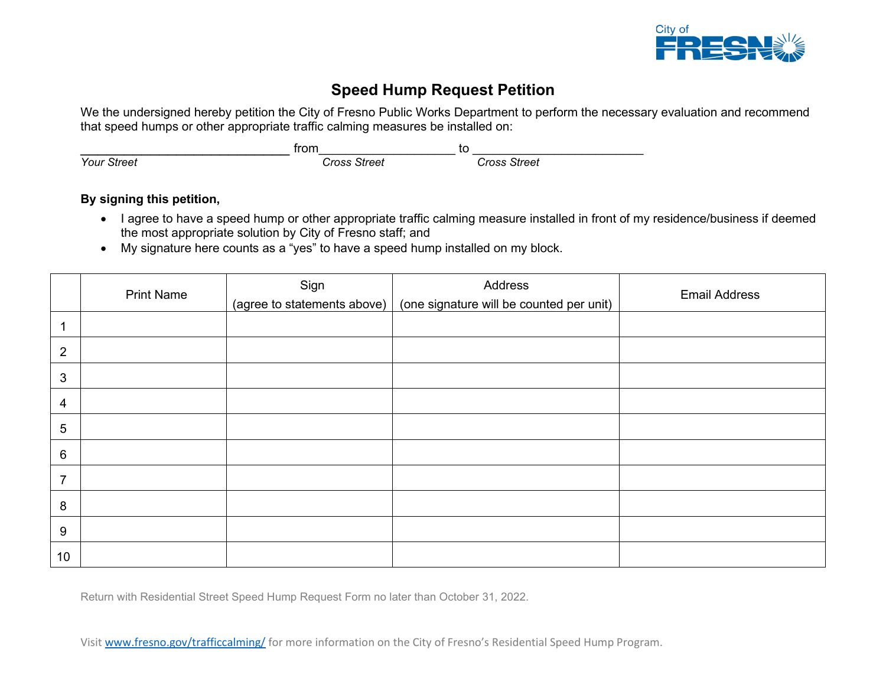City of FRESNO

# Speed Hump Request Petition

We the undersigned hereby petition the City of Fresno Public Works Department to perform the necessary evaluation and recommend that speed humps or other appropriate traffic calming measures be installed on:

______________________________ from__________________ to ________________________

*Your Street* *Cross Street* *Cross Street*

**By signing this petition,**

- I agree to have a speed hump or other appropriate traffic calming measure installed in front of my residence/business if deemed the most appropriate solution by City of Fresno staff; and
- My signature here counts as a "yes" to have a speed hump installed on my block.

| | Print Name | Sign (agree to statements above) | Address (one signature will be counted per unit) | Email Address |
|---|---|---|---|---|
| 1 | | | | |
| 2 | | | | |
| 3 | | | | |
| 4 | | | | |
| 5 | | | | |
| 6 | | | | |
| 7 | | | | |
| 8 | | | | |
| 9 | | | | |
| 10 | | | | |

Return with Residential Street Speed Hump Request Form no later than October 31, 2022.

Visit [www.fresno.gov/trafficcalming/](http://www.fresno.gov/trafficcalming/) for more information on the City of Fresno's Residential Speed Hump Program.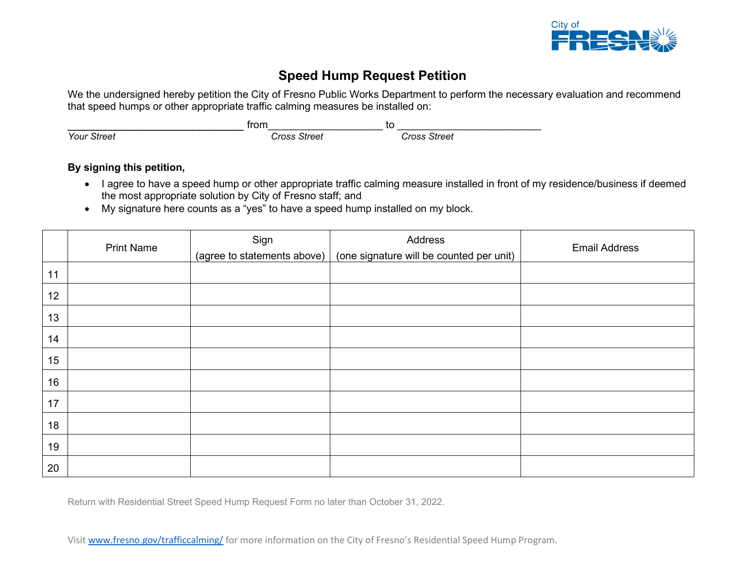City of FRESNO

# Speed Hump Request Petition

We the undersigned hereby petition the City of Fresno Public Works Department to perform the necessary evaluation and recommend that speed humps or other appropriate traffic calming measures be installed on:

______________________________ from___________________ to ________________________
*Your Street* *Cross Street* *Cross Street*

**By signing this petition,**

- I agree to have a speed hump or other appropriate traffic calming measure installed in front of my residence/business if deemed the most appropriate solution by City of Fresno staff; and
- My signature here counts as a "yes" to have a speed hump installed on my block.

| | Print Name | Sign (agree to statements above) | Address (one signature will be counted per unit) | Email Address |
|---|---|---|---|---|
| 11 | | | | |
| 12 | | | | |
| 13 | | | | |
| 14 | | | | |
| 15 | | | | |
| 16 | | | | |
| 17 | | | | |
| 18 | | | | |
| 19 | | | | |
| 20 | | | | |

Return with Residential Street Speed Hump Request Form no later than October 31, 2022.

Visit [www.fresno.gov/trafficcalming/](http://www.fresno.gov/trafficcalming/) for more information on the City of Fresno's Residential Speed Hump Program.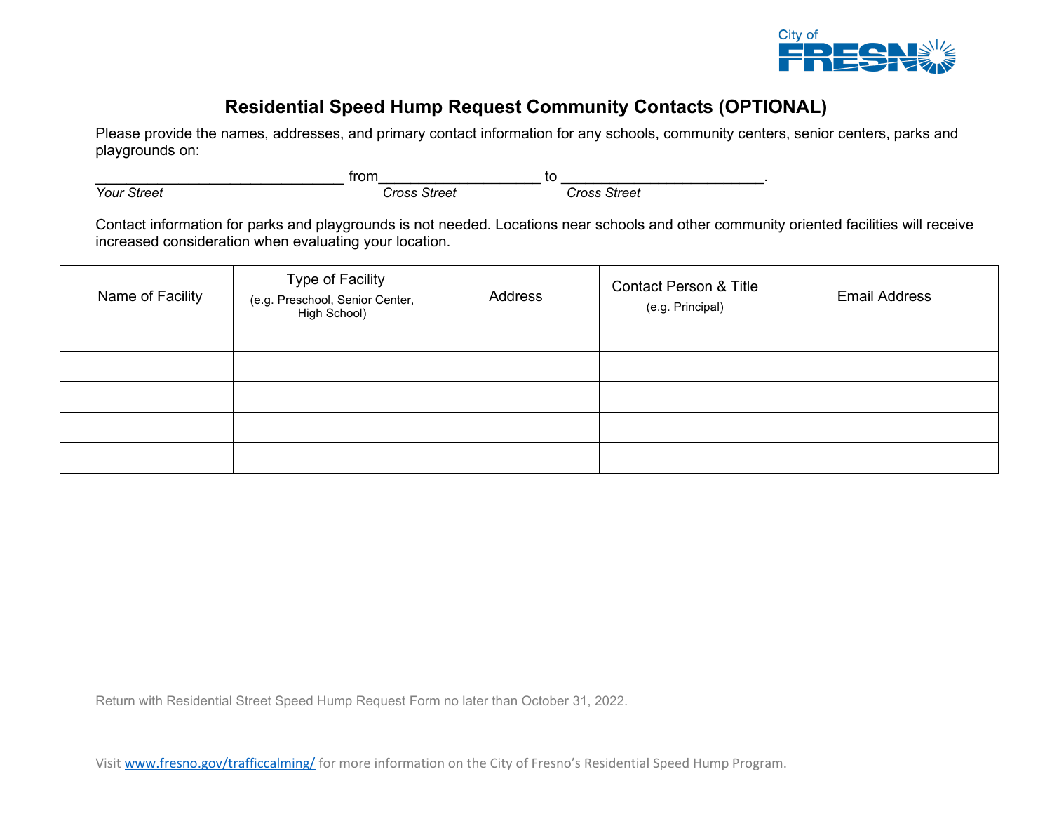City of FRESNO

## Residential Speed Hump Request Community Contacts (OPTIONAL)

Please provide the names, addresses, and primary contact information for any schools, community centers, senior centers, parks and playgrounds on:

______________________________ from___________________ to ________________________.
*Your Street* *Cross Street* *Cross Street*

Contact information for parks and playgrounds is not needed. Locations near schools and other community oriented facilities will receive increased consideration when evaluating your location.

| Name of Facility | Type of Facility (e.g. Preschool, Senior Center, High School) | Address | Contact Person & Title (e.g. Principal) | Email Address |
|---|---|---|---|---|
| | | | | |
| | | | | |
| | | | | |
| | | | | |
| | | | | |

Return with Residential Street Speed Hump Request Form no later than October 31, 2022.

Visit [www.fresno.gov/trafficcalming/](www.fresno.gov/trafficcalming/) for more information on the City of Fresno's Residential Speed Hump Program.